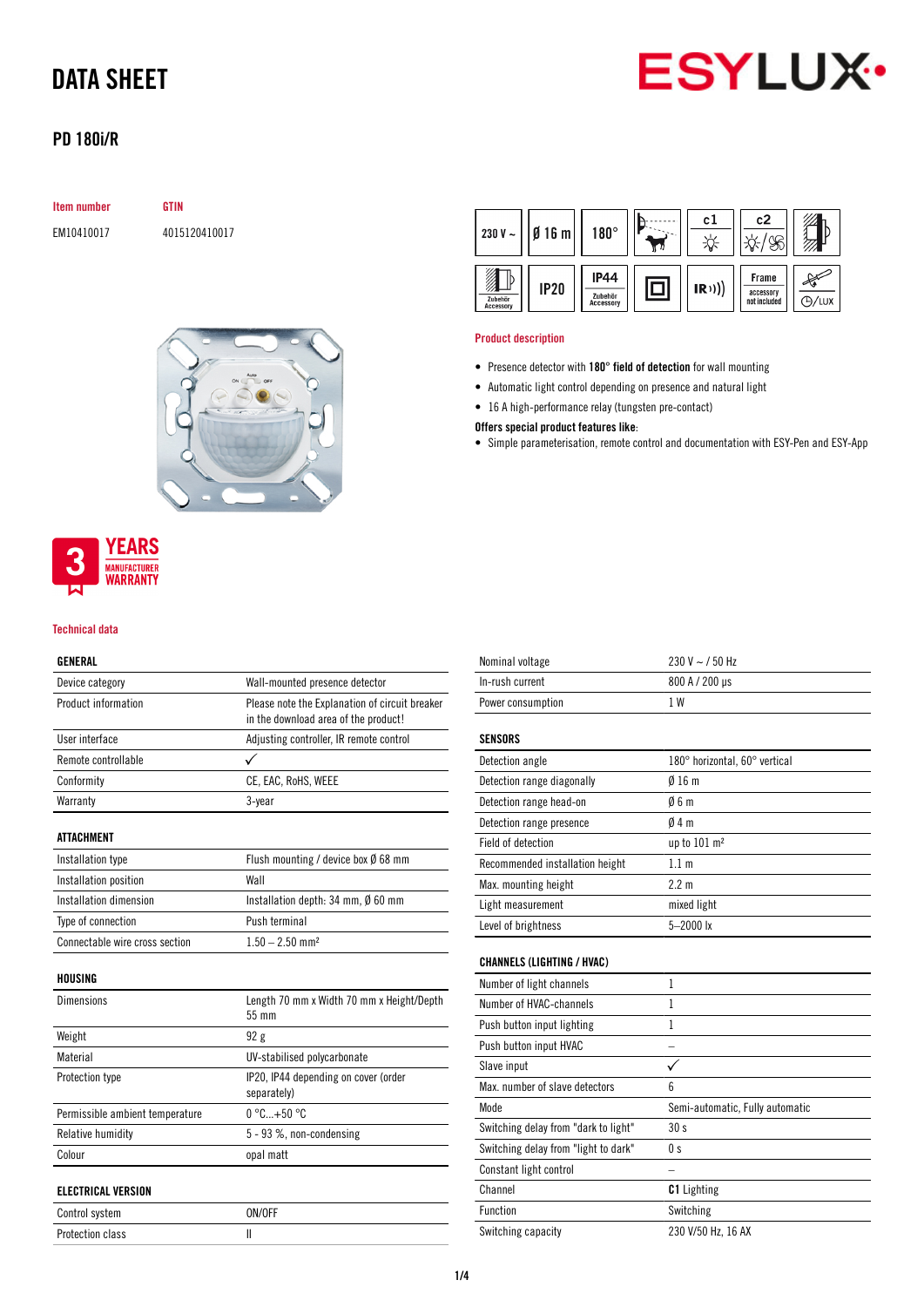# DATA SHEET

## PD 180i/R

| Item number | GTIN |
|---|---|
| EM10410017 | 4015120410017 |

3 YEARS MANUFACTURER WARRANTY

### Product description

- Presence detector with **180° field of detection** for wall mounting
- Automatic light control depending on presence and natural light
- 16 A high-performance relay (tungsten pre-contact)

**Offers special product features like:**

- Simple parameterisation, remote control and documentation with ESY-Pen and ESY-App

### Technical data

| GENERAL | |
|---|---|
| Device category | Wall-mounted presence detector |
| Product information | Please note the Explanation of circuit breaker in the download area of the product! |
| User interface | Adjusting controller, IR remote control |
| Remote controllable | ✓ |
| Conformity | CE, EAC, RoHS, WEEE |
| Warranty | 3-year |

| ATTACHMENT | |
|---|---|
| Installation type | Flush mounting / device box Ø 68 mm |
| Installation position | Wall |
| Installation dimension | Installation depth: 34 mm, Ø 60 mm |
| Type of connection | Push terminal |
| Connectable wire cross section | 1.50 – 2.50 mm² |

| HOUSING | |
|---|---|
| Dimensions | Length 70 mm x Width 70 mm x Height/Depth 55 mm |
| Weight | 92 g |
| Material | UV-stabilised polycarbonate |
| Protection type | IP20, IP44 depending on cover (order separately) |
| Permissible ambient temperature | 0 °C...+50 °C |
| Relative humidity | 5 - 93 %, non-condensing |
| Colour | opal matt |

| ELECTRICAL VERSION | |
|---|---|
| Control system | ON/OFF |
| Protection class | II |
| Nominal voltage | 230 V ~ / 50 Hz |
| In-rush current | 800 A / 200 µs |
| Power consumption | 1 W |

| SENSORS | |
|---|---|
| Detection angle | 180° horizontal, 60° vertical |
| Detection range diagonally | Ø 16 m |
| Detection range head-on | Ø 6 m |
| Detection range presence | Ø 4 m |
| Field of detection | up to 101 m² |
| Recommended installation height | 1.1 m |
| Max. mounting height | 2.2 m |
| Light measurement | mixed light |
| Level of brightness | 5–2000 lx |

| CHANNELS (LIGHTING / HVAC) | |
|---|---|
| Number of light channels | 1 |
| Number of HVAC-channels | 1 |
| Push button input lighting | 1 |
| Push button input HVAC | – |
| Slave input | ✓ |
| Max. number of slave detectors | 6 |
| Mode | Semi-automatic, Fully automatic |
| Switching delay from "dark to light" | 30 s |
| Switching delay from "light to dark" | 0 s |
| Constant light control | – |
| Channel | **C1** Lighting |
| Function | Switching |
| Switching capacity | 230 V/50 Hz, 16 AX |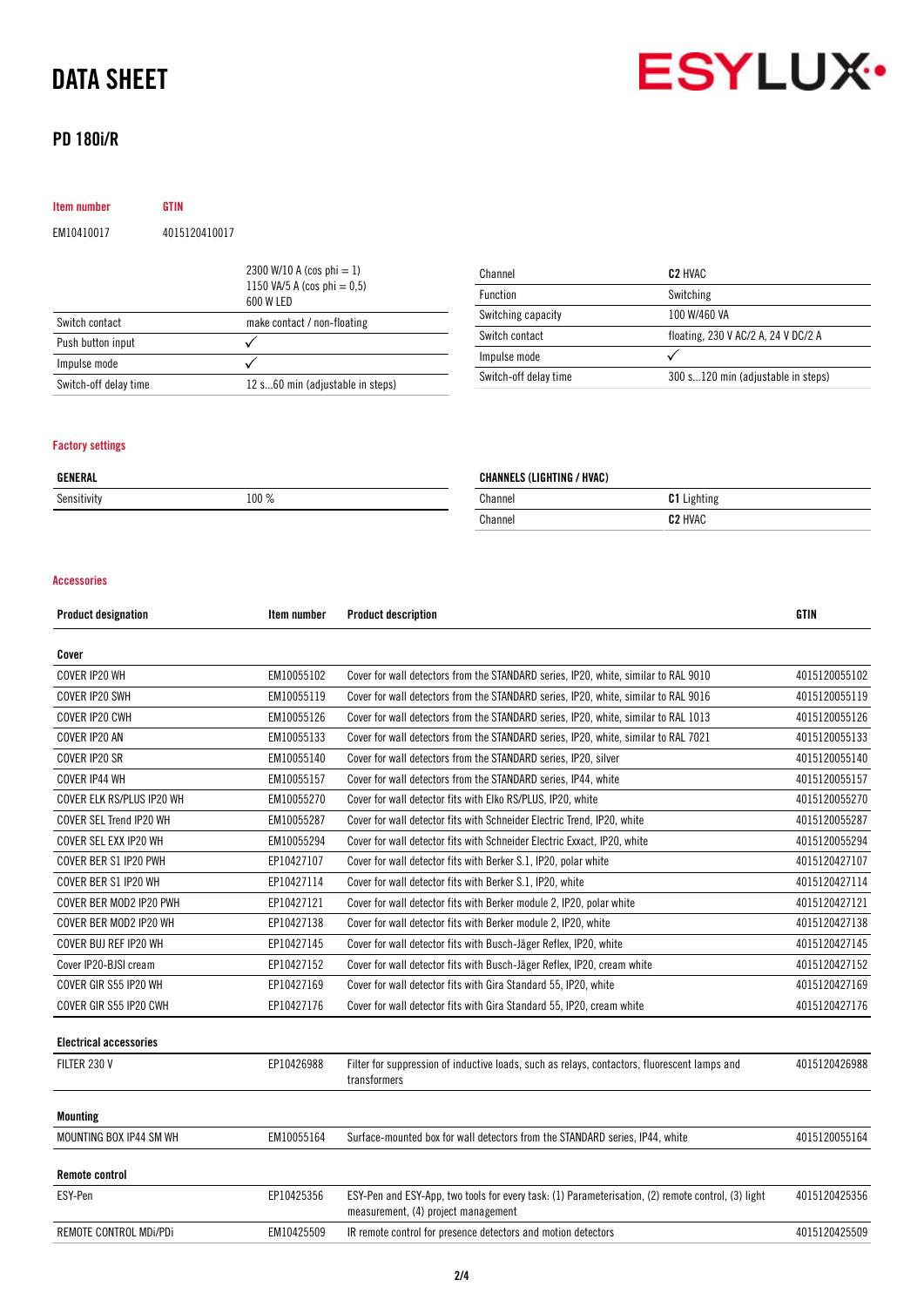# DATA SHEET

## PD 180i/R

| Item number | GTIN |
|---|---|
| EM10410017 | 4015120410017 |

| | 2300 W/10 A (cos phi = 1)<br>1150 VA/5 A (cos phi = 0,5)<br>600 W LED |
|---|---|
| Switch contact | make contact / non-floating |
| Push button input | ✓ |
| Impulse mode | ✓ |
| Switch-off delay time | 12 s...60 min (adjustable in steps) |

| Channel | **C2** HVAC |
|---|---|
| Function | Switching |
| Switching capacity | 100 W/460 VA |
| Switch contact | floating, 230 V AC/2 A, 24 V DC/2 A |
| Impulse mode | ✓ |
| Switch-off delay time | 300 s...120 min (adjustable in steps) |

### Factory settings

| GENERAL | |
|---|---|
| Sensitivity | 100 % |

| CHANNELS (LIGHTING / HVAC) | |
|---|---|
| Channel | **C1** Lighting |
| Channel | **C2** HVAC |

### Accessories

| Product designation | Item number | Product description | GTIN |
|---|---|---|---|
| **Cover** | | | |
| COVER IP20 WH | EM10055102 | Cover for wall detectors from the STANDARD series, IP20, white, similar to RAL 9010 | 4015120055102 |
| COVER IP20 SWH | EM10055119 | Cover for wall detectors from the STANDARD series, IP20, white, similar to RAL 9016 | 4015120055119 |
| COVER IP20 CWH | EM10055126 | Cover for wall detectors from the STANDARD series, IP20, white, similar to RAL 1013 | 4015120055126 |
| COVER IP20 AN | EM10055133 | Cover for wall detectors from the STANDARD series, IP20, white, similar to RAL 7021 | 4015120055133 |
| COVER IP20 SR | EM10055140 | Cover for wall detectors from the STANDARD series, IP20, silver | 4015120055140 |
| COVER IP44 WH | EM10055157 | Cover for wall detectors from the STANDARD series, IP44, white | 4015120055157 |
| COVER ELK RS/PLUS IP20 WH | EM10055270 | Cover for wall detector fits with Elko RS/PLUS, IP20, white | 4015120055270 |
| COVER SEL Trend IP20 WH | EM10055287 | Cover for wall detector fits with Schneider Electric Trend, IP20, white | 4015120055287 |
| COVER SEL EXX IP20 WH | EM10055294 | Cover for wall detector fits with Schneider Electric Exxact, IP20, white | 4015120055294 |
| COVER BER S1 IP20 PWH | EP10427107 | Cover for wall detector fits with Berker S.1, IP20, polar white | 4015120427107 |
| COVER BER S1 IP20 WH | EP10427114 | Cover for wall detector fits with Berker S.1, IP20, white | 4015120427114 |
| COVER BER MOD2 IP20 PWH | EP10427121 | Cover for wall detector fits with Berker module 2, IP20, polar white | 4015120427121 |
| COVER BER MOD2 IP20 WH | EP10427138 | Cover for wall detector fits with Berker module 2, IP20, white | 4015120427138 |
| COVER BUJ REF IP20 WH | EP10427145 | Cover for wall detector fits with Busch-Jäger Reflex, IP20, white | 4015120427145 |
| Cover IP20-BJSI cream | EP10427152 | Cover for wall detector fits with Busch-Jäger Reflex, IP20, cream white | 4015120427152 |
| COVER GIR S55 IP20 WH | EP10427169 | Cover for wall detector fits with Gira Standard 55, IP20, white | 4015120427169 |
| COVER GIR S55 IP20 CWH | EP10427176 | Cover for wall detector fits with Gira Standard 55, IP20, cream white | 4015120427176 |
| **Electrical accessories** | | | |
| FILTER 230 V | EP10426988 | Filter for suppression of inductive loads, such as relays, contactors, fluorescent lamps and transformers | 4015120426988 |
| **Mounting** | | | |
| MOUNTING BOX IP44 SM WH | EM10055164 | Surface-mounted box for wall detectors from the STANDARD series, IP44, white | 4015120055164 |
| **Remote control** | | | |
| ESY-Pen | EP10425356 | ESY-Pen and ESY-App, two tools for every task: (1) Parameterisation, (2) remote control, (3) light measurement, (4) project management | 4015120425356 |
| REMOTE CONTROL MDi/PDi | EM10425509 | IR remote control for presence detectors and motion detectors | 4015120425509 |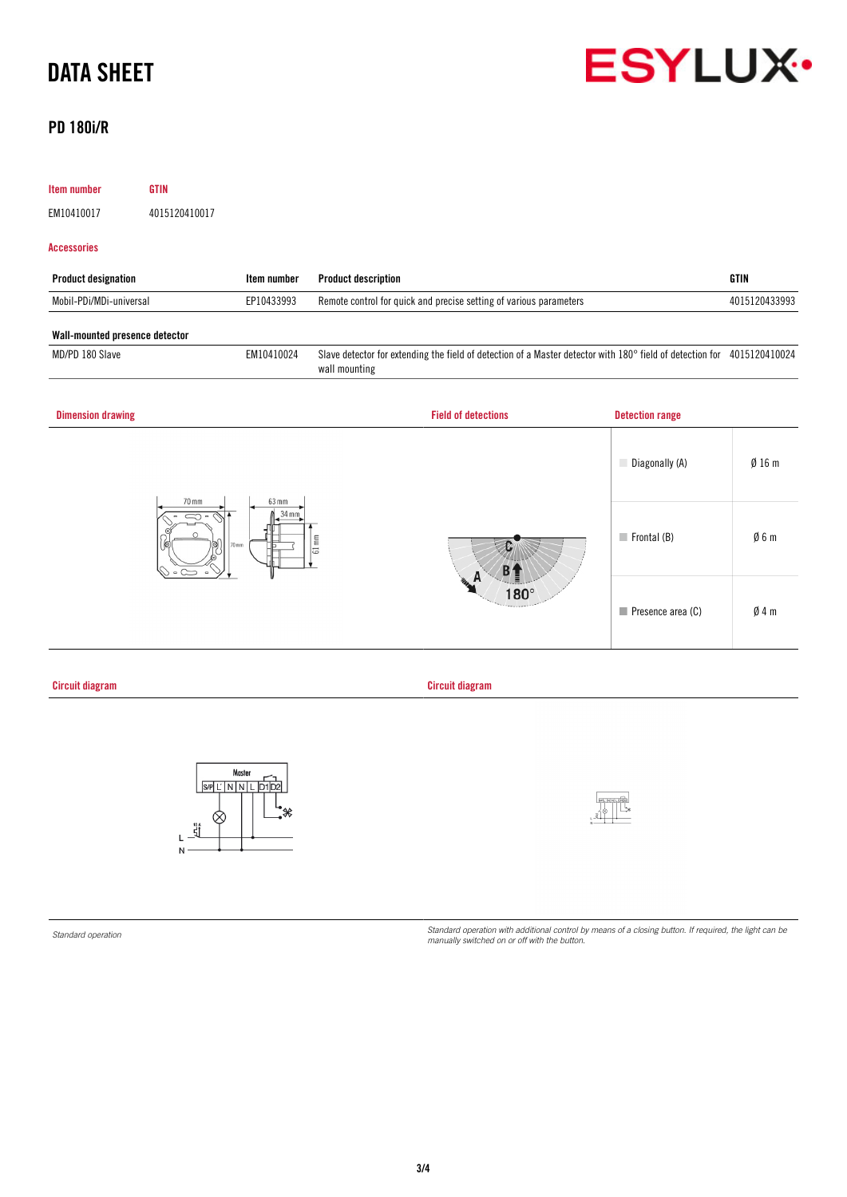# DATA SHEET

## PD 180i/R

| Item number | GTIN |
| --- | --- |
| EM10410017 | 4015120410017 |

### Accessories

| Product designation | Item number | Product description | GTIN |
| --- | --- | --- | --- |
| Mobil-PDi/MDi-universal | EP10433993 | Remote control for quick and precise setting of various parameters | 4015120433993 |
| **Wall-mounted presence detector** | | | |
| MD/PD 180 Slave | EM10410024 | Slave detector for extending the field of detection of a Master detector with 180° field of detection for wall mounting | 4015120410024 |

### Dimension drawing

### Field of detections

### Detection range

| Detection range | |
| --- | --- |
| Diagonally (A) | Ø 16 m |
| Frontal (B) | Ø 6 m |
| Presence area (C) | Ø 4 m |

### Circuit diagram

*Standard operation*

### Circuit diagram

*Standard operation with additional control by means of a closing button. If required, the light can be manually switched on or off with the button.*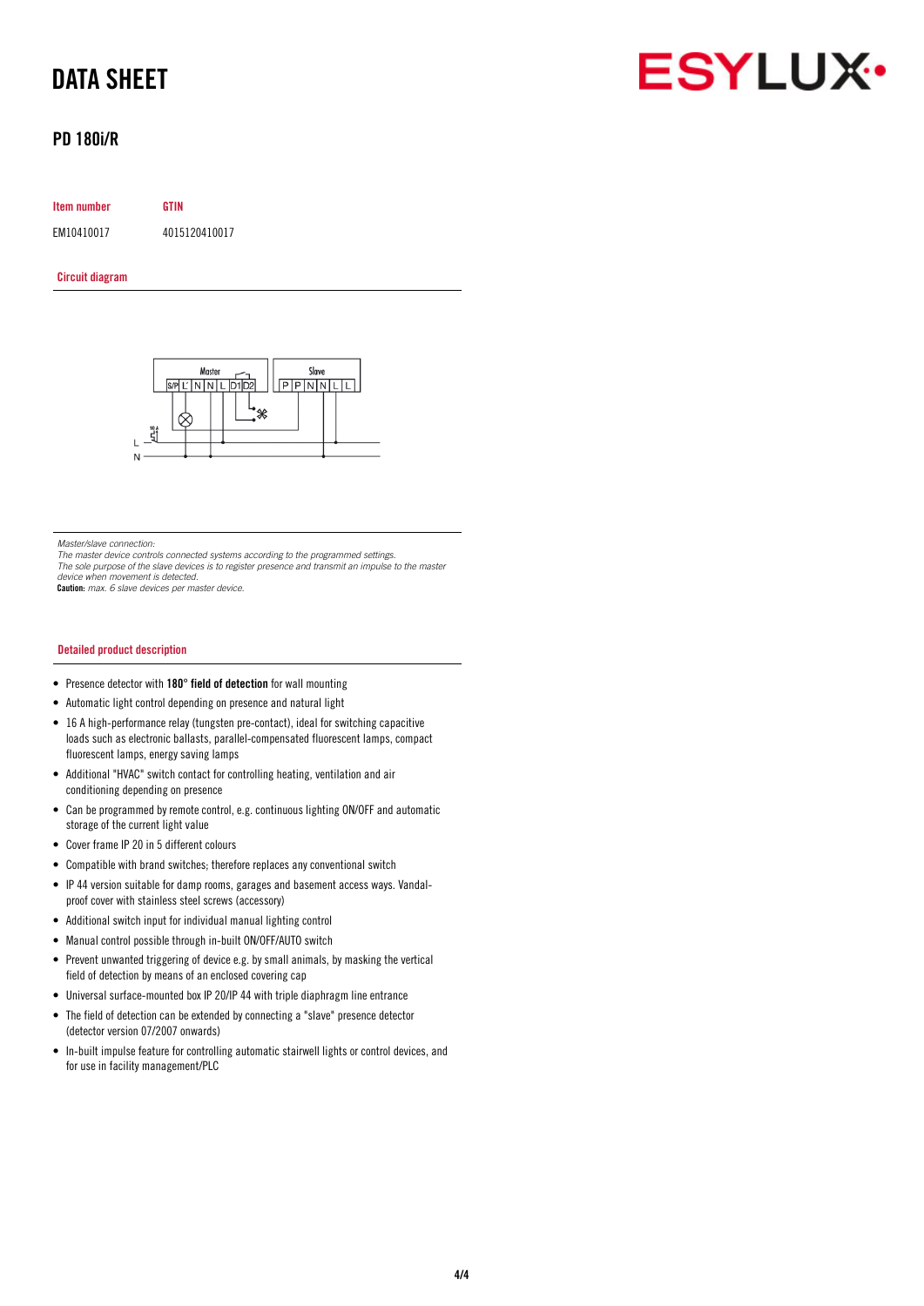# DATA SHEET

ESYLUX

## PD 180i/R

| Item number | GTIN |
| --- | --- |
| EM10410017 | 4015120410017 |

### Circuit diagram

Master

S/P L' N N L D1 D2

Slave

P P N N L L

L

N

*Master/slave connection:*
*The master device controls connected systems according to the programmed settings.*
*The sole purpose of the slave devices is to register presence and transmit an impulse to the master device when movement is detected.*
**Caution:** *max. 6 slave devices per master device.*

### Detailed product description

- Presence detector with **180° field of detection** for wall mounting
- Automatic light control depending on presence and natural light
- 16 A high-performance relay (tungsten pre-contact), ideal for switching capacitive loads such as electronic ballasts, parallel-compensated fluorescent lamps, compact fluorescent lamps, energy saving lamps
- Additional "HVAC" switch contact for controlling heating, ventilation and air conditioning depending on presence
- Can be programmed by remote control, e.g. continuous lighting ON/OFF and automatic storage of the current light value
- Cover frame IP 20 in 5 different colours
- Compatible with brand switches; therefore replaces any conventional switch
- IP 44 version suitable for damp rooms, garages and basement access ways. Vandal-proof cover with stainless steel screws (accessory)
- Additional switch input for individual manual lighting control
- Manual control possible through in-built ON/OFF/AUTO switch
- Prevent unwanted triggering of device e.g. by small animals, by masking the vertical field of detection by means of an enclosed covering cap
- Universal surface-mounted box IP 20/IP 44 with triple diaphragm line entrance
- The field of detection can be extended by connecting a "slave" presence detector (detector version 07/2007 onwards)
- In-built impulse feature for controlling automatic stairwell lights or control devices, and for use in facility management/PLC